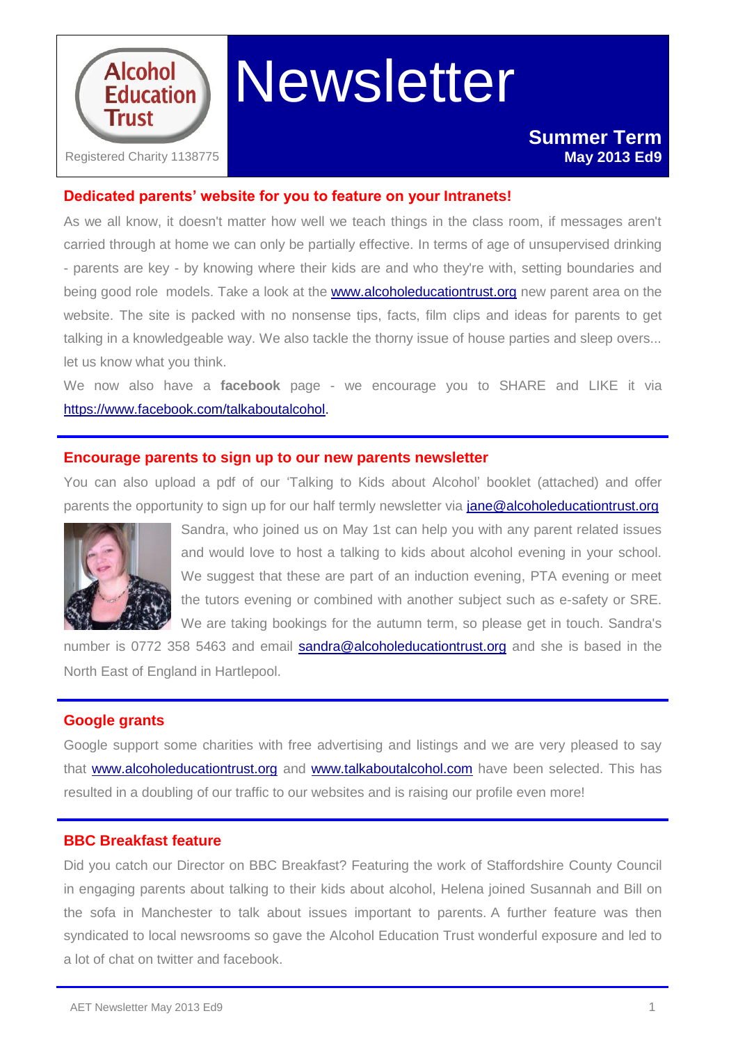Alcohol Education Trust

Registered Charity 1138775

# Newsletter

**Summer Term**
**May 2013 Ed9**

## Dedicated parents' website for you to feature on your Intranets!

As we all know, it doesn't matter how well we teach things in the class room, if messages aren't carried through at home we can only be partially effective. In terms of age of unsupervised drinking - parents are key - by knowing where their kids are and who they're with, setting boundaries and being good role models. Take a look at the www.alcoholeducationtrust.org new parent area on the website. The site is packed with no nonsense tips, facts, film clips and ideas for parents to get talking in a knowledgeable way. We also tackle the thorny issue of house parties and sleep overs... let us know what you think.

We now also have a **facebook** page - we encourage you to SHARE and LIKE it via https://www.facebook.com/talkaboutalcohol.

## Encourage parents to sign up to our new parents newsletter

You can also upload a pdf of our 'Talking to Kids about Alcohol' booklet (attached) and offer parents the opportunity to sign up for our half termly newsletter via jane@alcoholeducationtrust.org

Sandra, who joined us on May 1st can help you with any parent related issues and would love to host a talking to kids about alcohol evening in your school. We suggest that these are part of an induction evening, PTA evening or meet the tutors evening or combined with another subject such as e-safety or SRE. We are taking bookings for the autumn term, so please get in touch. Sandra's number is 0772 358 5463 and email sandra@alcoholeducationtrust.org and she is based in the North East of England in Hartlepool.

## Google grants

Google support some charities with free advertising and listings and we are very pleased to say that www.alcoholeducationtrust.org and www.talkaboutalcohol.com have been selected. This has resulted in a doubling of our traffic to our websites and is raising our profile even more!

## BBC Breakfast feature

Did you catch our Director on BBC Breakfast? Featuring the work of Staffordshire County Council in engaging parents about talking to their kids about alcohol, Helena joined Susannah and Bill on the sofa in Manchester to talk about issues important to parents. A further feature was then syndicated to local newsrooms so gave the Alcohol Education Trust wonderful exposure and led to a lot of chat on twitter and facebook.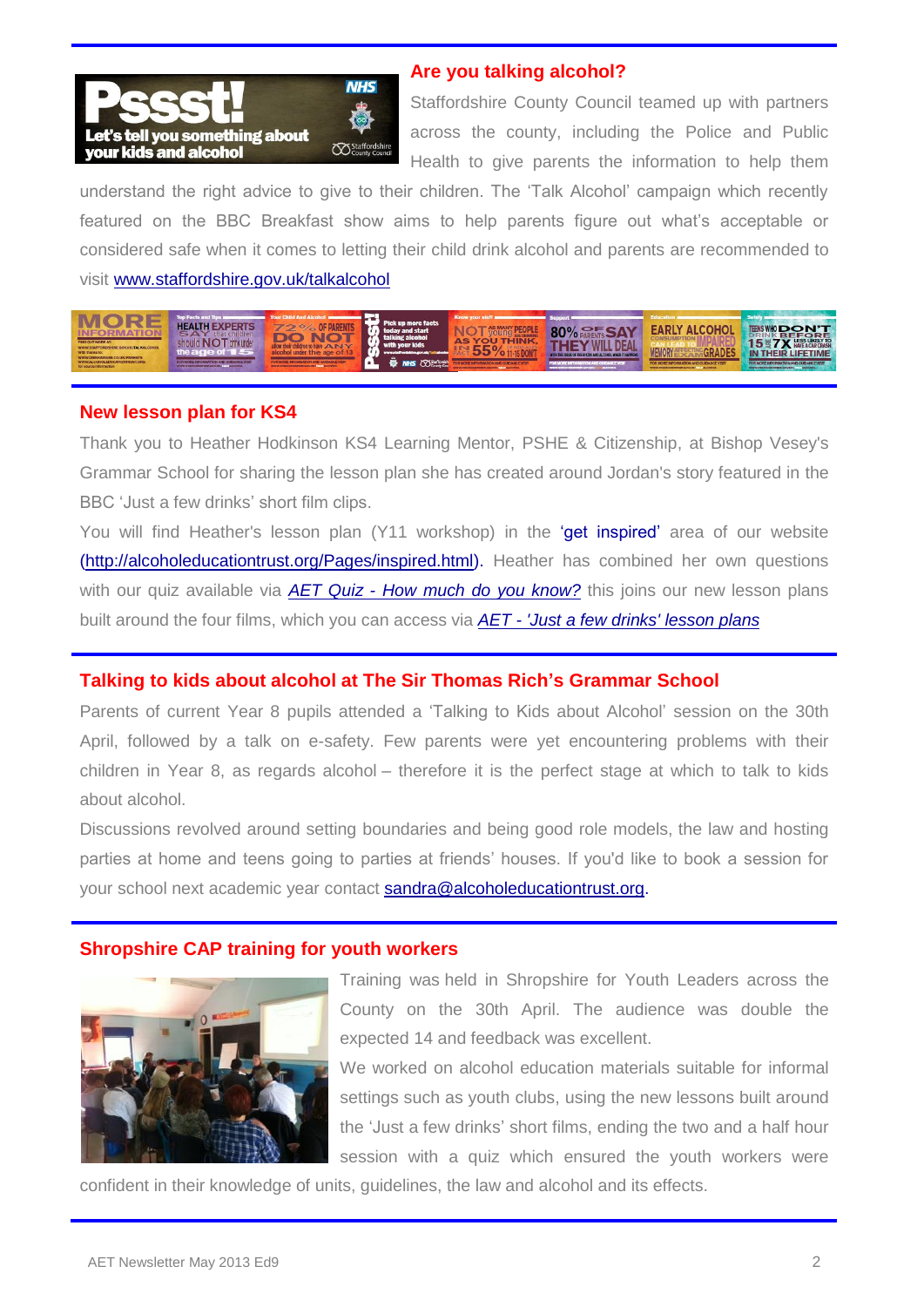## Are you talking alcohol?

Staffordshire County Council teamed up with partners across the county, including the Police and Public Health to give parents the information to help them understand the right advice to give to their children. The 'Talk Alcohol' campaign which recently featured on the BBC Breakfast show aims to help parents figure out what's acceptable or considered safe when it comes to letting their child drink alcohol and parents are recommended to visit www.staffordshire.gov.uk/talkalcohol

## New lesson plan for KS4

Thank you to Heather Hodkinson KS4 Learning Mentor, PSHE & Citizenship, at Bishop Vesey's Grammar School for sharing the lesson plan she has created around Jordan's story featured in the BBC 'Just a few drinks' short film clips.

You will find Heather's lesson plan (Y11 workshop) in the 'get inspired' area of our website (http://alcoholeducationtrust.org/Pages/inspired.html). Heather has combined her own questions with our quiz available via *AET Quiz - How much do you know?* this joins our new lesson plans built around the four films, which you can access via *AET - 'Just a few drinks' lesson plans*

## Talking to kids about alcohol at The Sir Thomas Rich's Grammar School

Parents of current Year 8 pupils attended a 'Talking to Kids about Alcohol' session on the 30th April, followed by a talk on e-safety. Few parents were yet encountering problems with their children in Year 8, as regards alcohol – therefore it is the perfect stage at which to talk to kids about alcohol.

Discussions revolved around setting boundaries and being good role models, the law and hosting parties at home and teens going to parties at friends' houses. If you'd like to book a session for your school next academic year contact sandra@alcoholeducationtrust.org.

## Shropshire CAP training for youth workers

Training was held in Shropshire for Youth Leaders across the County on the 30th April. The audience was double the expected 14 and feedback was excellent.

We worked on alcohol education materials suitable for informal settings such as youth clubs, using the new lessons built around the 'Just a few drinks' short films, ending the two and a half hour session with a quiz which ensured the youth workers were confident in their knowledge of units, guidelines, the law and alcohol and its effects.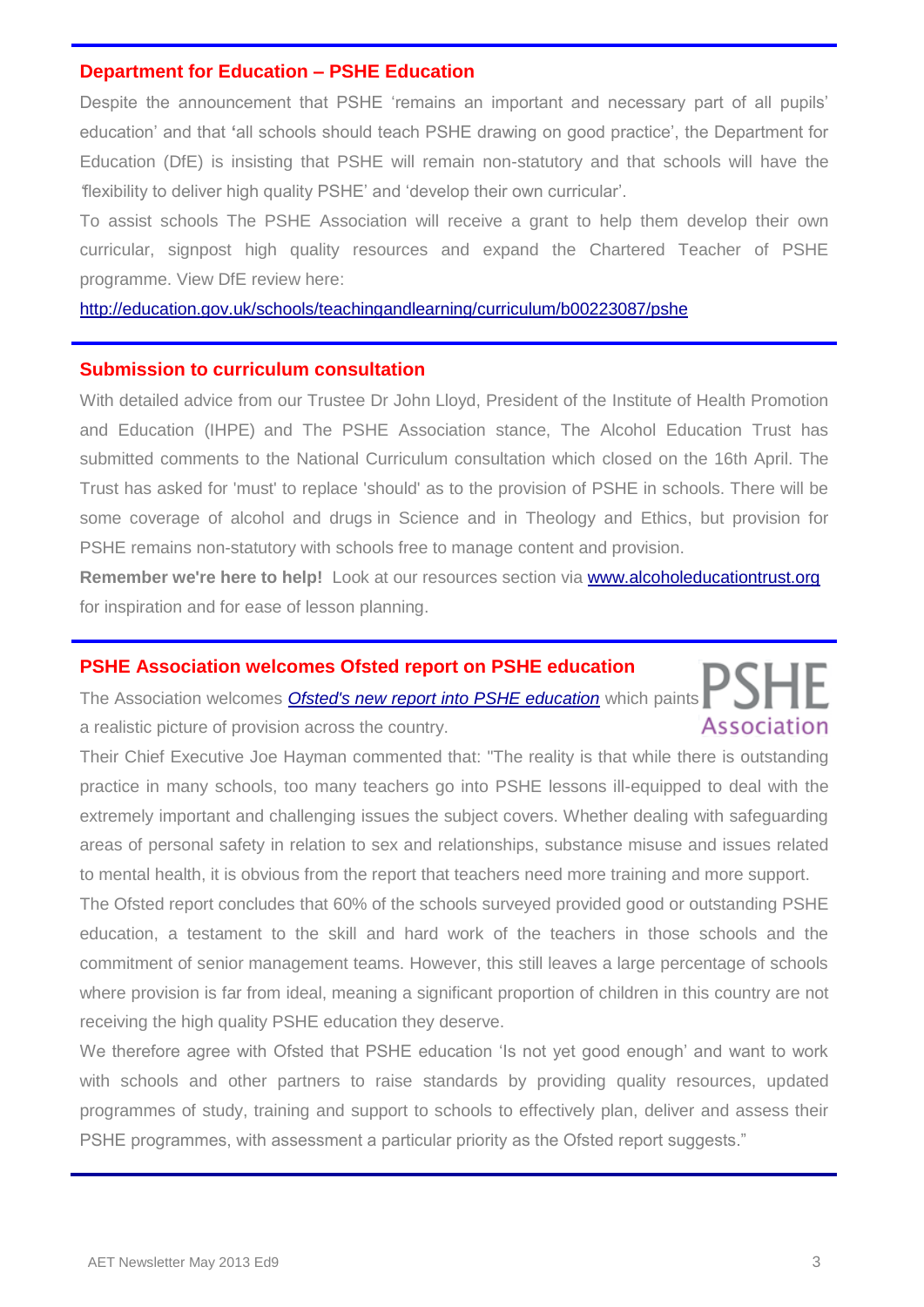## Department for Education – PSHE Education

Despite the announcement that PSHE 'remains an important and necessary part of all pupils' education' and that 'all schools should teach PSHE drawing on good practice', the Department for Education (DfE) is insisting that PSHE will remain non-statutory and that schools will have the 'flexibility to deliver high quality PSHE' and 'develop their own curricular'.

To assist schools The PSHE Association will receive a grant to help them develop their own curricular, signpost high quality resources and expand the Chartered Teacher of PSHE programme. View DfE review here:

http://education.gov.uk/schools/teachingandlearning/curriculum/b00223087/pshe

## Submission to curriculum consultation

With detailed advice from our Trustee Dr John Lloyd, President of the Institute of Health Promotion and Education (IHPE) and The PSHE Association stance, The Alcohol Education Trust has submitted comments to the National Curriculum consultation which closed on the 16th April. The Trust has asked for 'must' to replace 'should' as to the provision of PSHE in schools. There will be some coverage of alcohol and drugs in Science and in Theology and Ethics, but provision for PSHE remains non-statutory with schools free to manage content and provision.

**Remember we're here to help!** Look at our resources section via www.alcoholeducationtrust.org for inspiration and for ease of lesson planning.

## PSHE Association welcomes Ofsted report on PSHE education

PSHE Association

The Association welcomes *Ofsted's new report into PSHE education* which paints a realistic picture of provision across the country.

Their Chief Executive Joe Hayman commented that: "The reality is that while there is outstanding practice in many schools, too many teachers go into PSHE lessons ill-equipped to deal with the extremely important and challenging issues the subject covers. Whether dealing with safeguarding areas of personal safety in relation to sex and relationships, substance misuse and issues related to mental health, it is obvious from the report that teachers need more training and more support.

The Ofsted report concludes that 60% of the schools surveyed provided good or outstanding PSHE education, a testament to the skill and hard work of the teachers in those schools and the commitment of senior management teams. However, this still leaves a large percentage of schools where provision is far from ideal, meaning a significant proportion of children in this country are not receiving the high quality PSHE education they deserve.

We therefore agree with Ofsted that PSHE education 'Is not yet good enough' and want to work with schools and other partners to raise standards by providing quality resources, updated programmes of study, training and support to schools to effectively plan, deliver and assess their PSHE programmes, with assessment a particular priority as the Ofsted report suggests."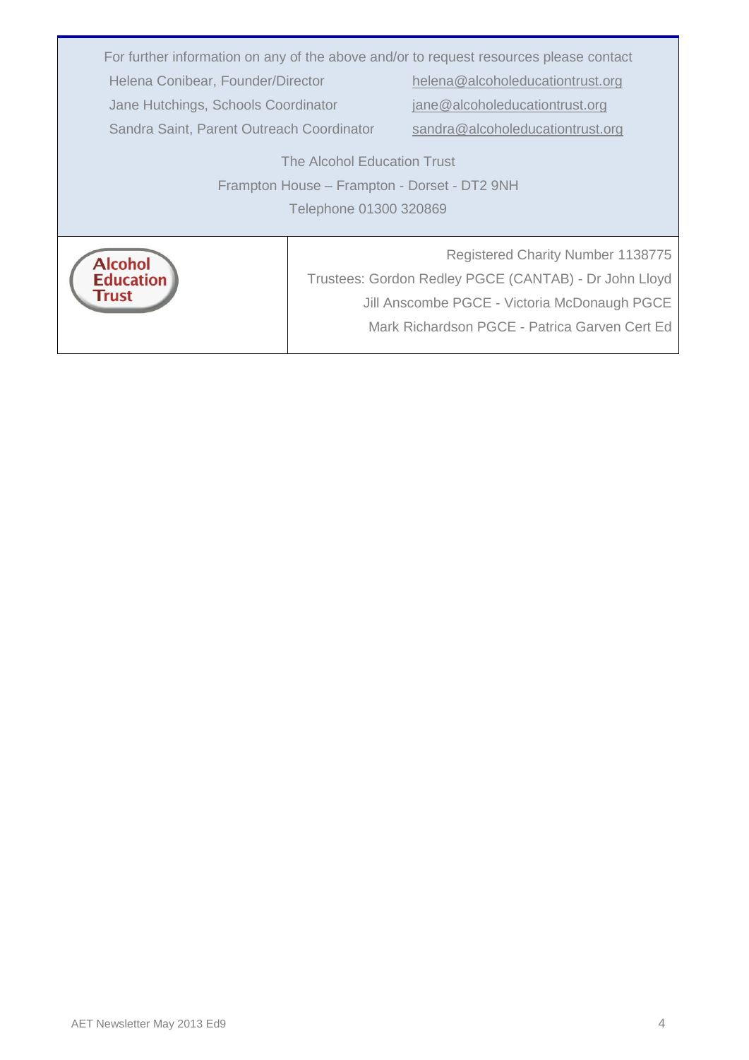For further information on any of the above and/or to request resources please contact

| | |
|---|---|
| Helena Conibear, Founder/Director | helena@alcoholeducationtrust.org |
| Jane Hutchings, Schools Coordinator | jane@alcoholeducationtrust.org |
| Sandra Saint, Parent Outreach Coordinator | sandra@alcoholeducationtrust.org |

The Alcohol Education Trust

Frampton House – Frampton - Dorset - DT2 9NH

Telephone 01300 320869

Alcohol Education Trust

Registered Charity Number 1138775

Trustees: Gordon Redley PGCE (CANTAB) - Dr John Lloyd

Jill Anscombe PGCE - Victoria McDonaugh PGCE

Mark Richardson PGCE - Patrica Garven Cert Ed